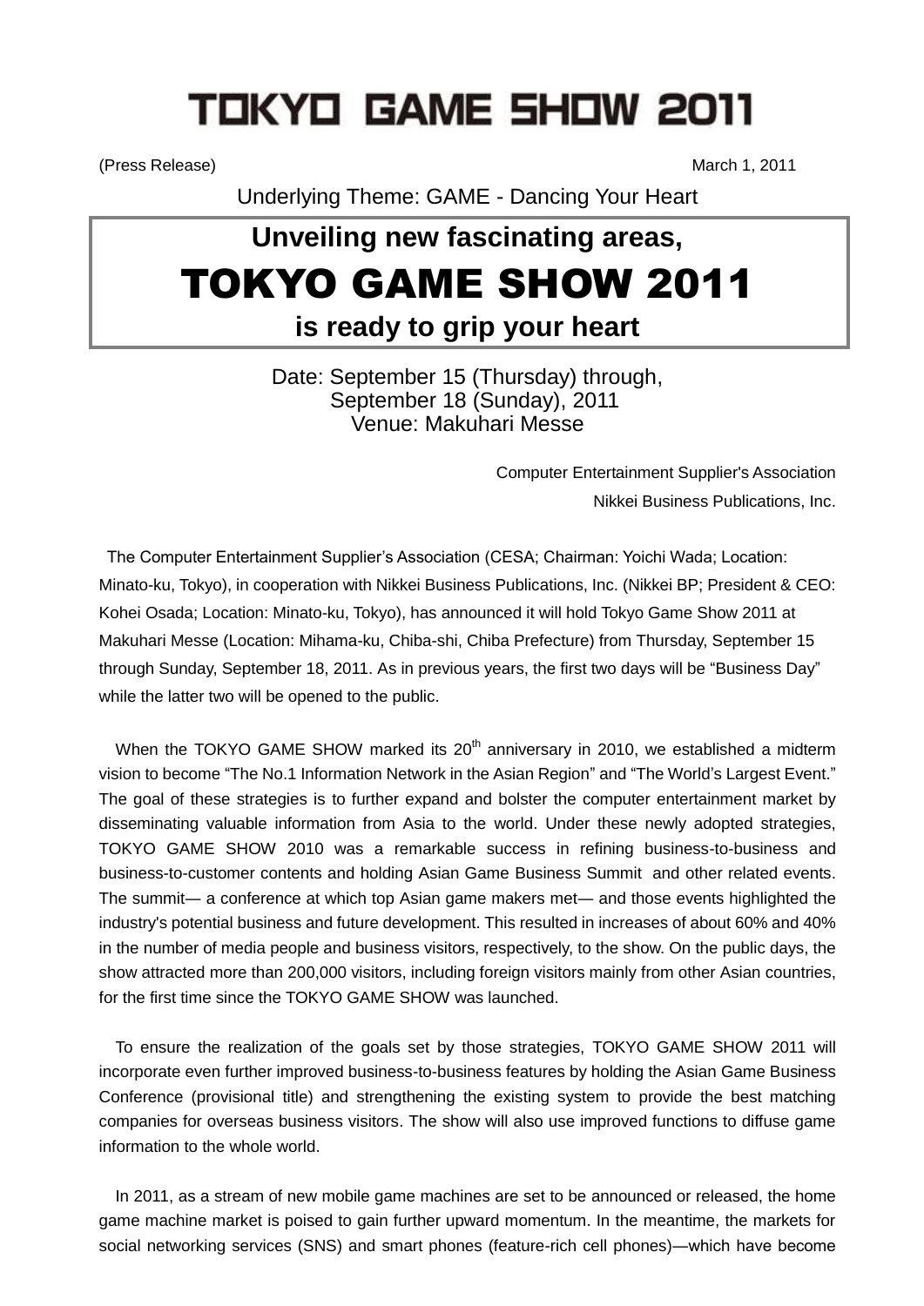# TOKYO GAME SHOW 2011

(Press Release) March 1, 2011

Underlying Theme: GAME - Dancing Your Heart

## Unveiling new fascinating areas,
# TOKYO GAME SHOW 2011
## is ready to grip your heart

Date: September 15 (Thursday) through, September 18 (Sunday), 2011
Venue: Makuhari Messe

Computer Entertainment Supplier's Association
Nikkei Business Publications, Inc.

The Computer Entertainment Supplier's Association (CESA; Chairman: Yoichi Wada; Location: Minato-ku, Tokyo), in cooperation with Nikkei Business Publications, Inc. (Nikkei BP; President & CEO: Kohei Osada; Location: Minato-ku, Tokyo), has announced it will hold Tokyo Game Show 2011 at Makuhari Messe (Location: Mihama-ku, Chiba-shi, Chiba Prefecture) from Thursday, September 15 through Sunday, September 18, 2011. As in previous years, the first two days will be "Business Day" while the latter two will be opened to the public.

When the TOKYO GAME SHOW marked its 20th anniversary in 2010, we established a midterm vision to become "The No.1 Information Network in the Asian Region" and "The World's Largest Event." The goal of these strategies is to further expand and bolster the computer entertainment market by disseminating valuable information from Asia to the world. Under these newly adopted strategies, TOKYO GAME SHOW 2010 was a remarkable success in refining business-to-business and business-to-customer contents and holding Asian Game Business Summit and other related events. The summit— a conference at which top Asian game makers met— and those events highlighted the industry's potential business and future development. This resulted in increases of about 60% and 40% in the number of media people and business visitors, respectively, to the show. On the public days, the show attracted more than 200,000 visitors, including foreign visitors mainly from other Asian countries, for the first time since the TOKYO GAME SHOW was launched.

To ensure the realization of the goals set by those strategies, TOKYO GAME SHOW 2011 will incorporate even further improved business-to-business features by holding the Asian Game Business Conference (provisional title) and strengthening the existing system to provide the best matching companies for overseas business visitors. The show will also use improved functions to diffuse game information to the whole world.

In 2011, as a stream of new mobile game machines are set to be announced or released, the home game machine market is poised to gain further upward momentum. In the meantime, the markets for social networking services (SNS) and smart phones (feature-rich cell phones)—which have become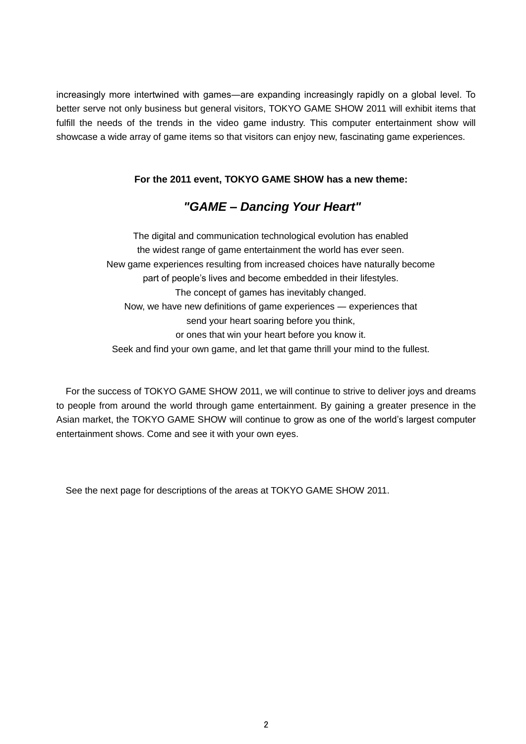increasingly more intertwined with games—are expanding increasingly rapidly on a global level. To better serve not only business but general visitors, TOKYO GAME SHOW 2011 will exhibit items that fulfill the needs of the trends in the video game industry. This computer entertainment show will showcase a wide array of game items so that visitors can enjoy new, fascinating game experiences.

**For the 2011 event, TOKYO GAME SHOW has a new theme:**

***"GAME – Dancing Your Heart"***

The digital and communication technological evolution has enabled
the widest range of game entertainment the world has ever seen.
New game experiences resulting from increased choices have naturally become
part of people's lives and become embedded in their lifestyles.
The concept of games has inevitably changed.
Now, we have new definitions of game experiences — experiences that
send your heart soaring before you think,
or ones that win your heart before you know it.
Seek and find your own game, and let that game thrill your mind to the fullest.

For the success of TOKYO GAME SHOW 2011, we will continue to strive to deliver joys and dreams to people from around the world through game entertainment. By gaining a greater presence in the Asian market, the TOKYO GAME SHOW will continue to grow as one of the world's largest computer entertainment shows. Come and see it with your own eyes.

See the next page for descriptions of the areas at TOKYO GAME SHOW 2011.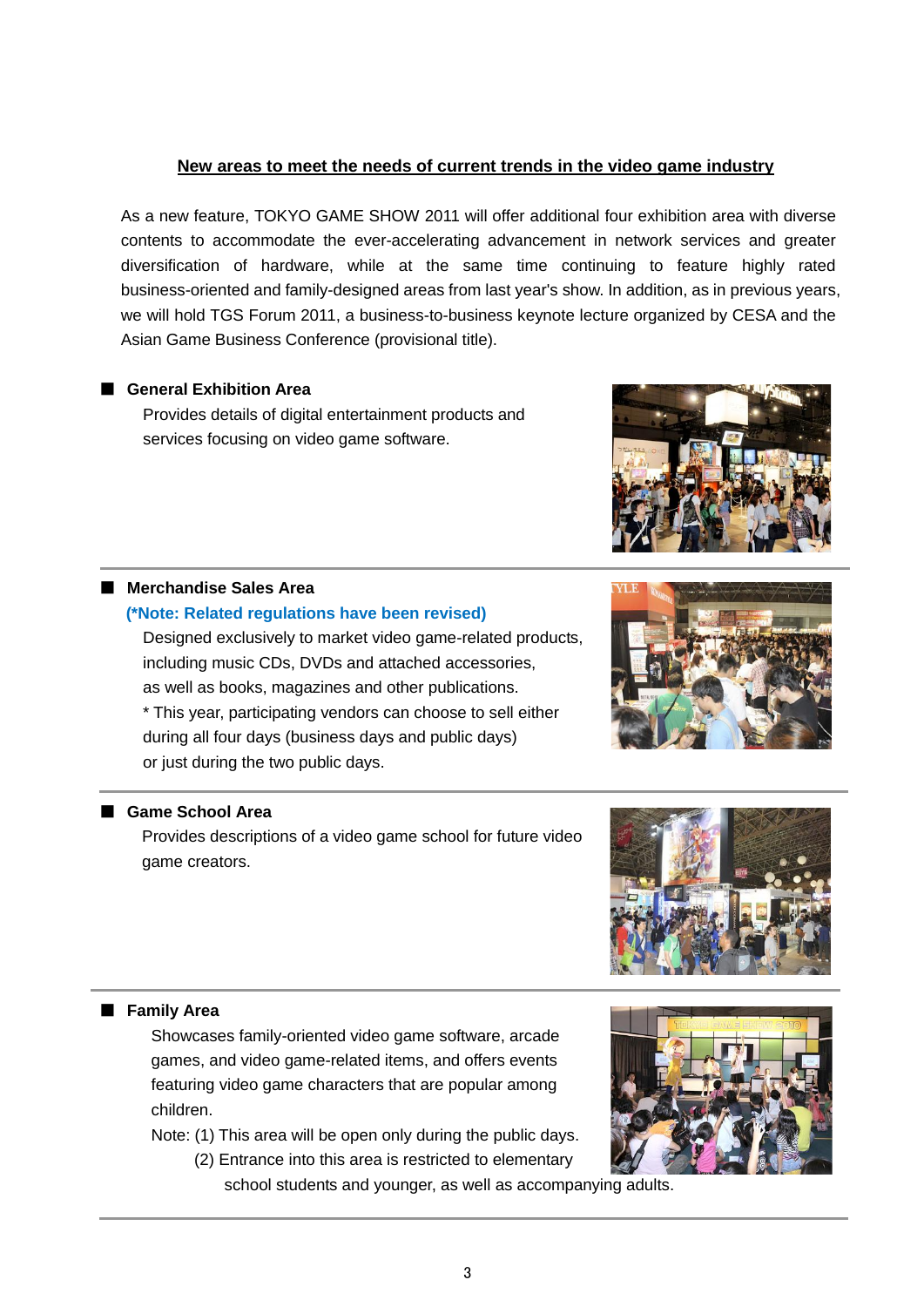## New areas to meet the needs of current trends in the video game industry

As a new feature, TOKYO GAME SHOW 2011 will offer additional four exhibition area with diverse contents to accommodate the ever-accelerating advancement in network services and greater diversification of hardware, while at the same time continuing to feature highly rated business-oriented and family-designed areas from last year's show. In addition, as in previous years, we will hold TGS Forum 2011, a business-to-business keynote lecture organized by CESA and the Asian Game Business Conference (provisional title).

### ■ General Exhibition Area

Provides details of digital entertainment products and services focusing on video game software.

---

### ■ Merchandise Sales Area

**(*Note: Related regulations have been revised)**

Designed exclusively to market video game-related products, including music CDs, DVDs and attached accessories, as well as books, magazines and other publications.

* This year, participating vendors can choose to sell either during all four days (business days and public days) or just during the two public days.

---

### ■ Game School Area

Provides descriptions of a video game school for future video game creators.

---

### ■ Family Area

Showcases family-oriented video game software, arcade games, and video game-related items, and offers events featuring video game characters that are popular among children.

Note: (1) This area will be open only during the public days.

(2) Entrance into this area is restricted to elementary school students and younger, as well as accompanying adults.

---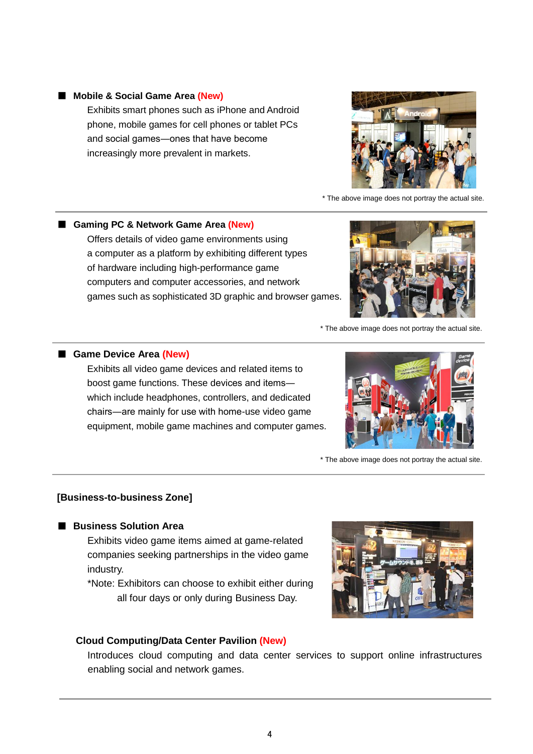■ **Mobile & Social Game Area** (New)

Exhibits smart phones such as iPhone and Android phone, mobile games for cell phones or tablet PCs and social games—ones that have become increasingly more prevalent in markets.

\* The above image does not portray the actual site.

---

■ **Gaming PC & Network Game Area** (New)

Offers details of video game environments using a computer as a platform by exhibiting different types of hardware including high-performance game computers and computer accessories, and network games such as sophisticated 3D graphic and browser games.

\* The above image does not portray the actual site.

---

■ **Game Device Area** (New)

Exhibits all video game devices and related items to boost game functions. These devices and items—which include headphones, controllers, and dedicated chairs—are mainly for use with home-use video game equipment, mobile game machines and computer games.

\* The above image does not portray the actual site.

---

**[Business-to-business Zone]**

■ **Business Solution Area**

Exhibits video game items aimed at game-related companies seeking partnerships in the video game industry.

*Note: Exhibitors can choose to exhibit either during all four days or only during Business Day.

**Cloud Computing/Data Center Pavilion** (New)

Introduces cloud computing and data center services to support online infrastructures enabling social and network games.

---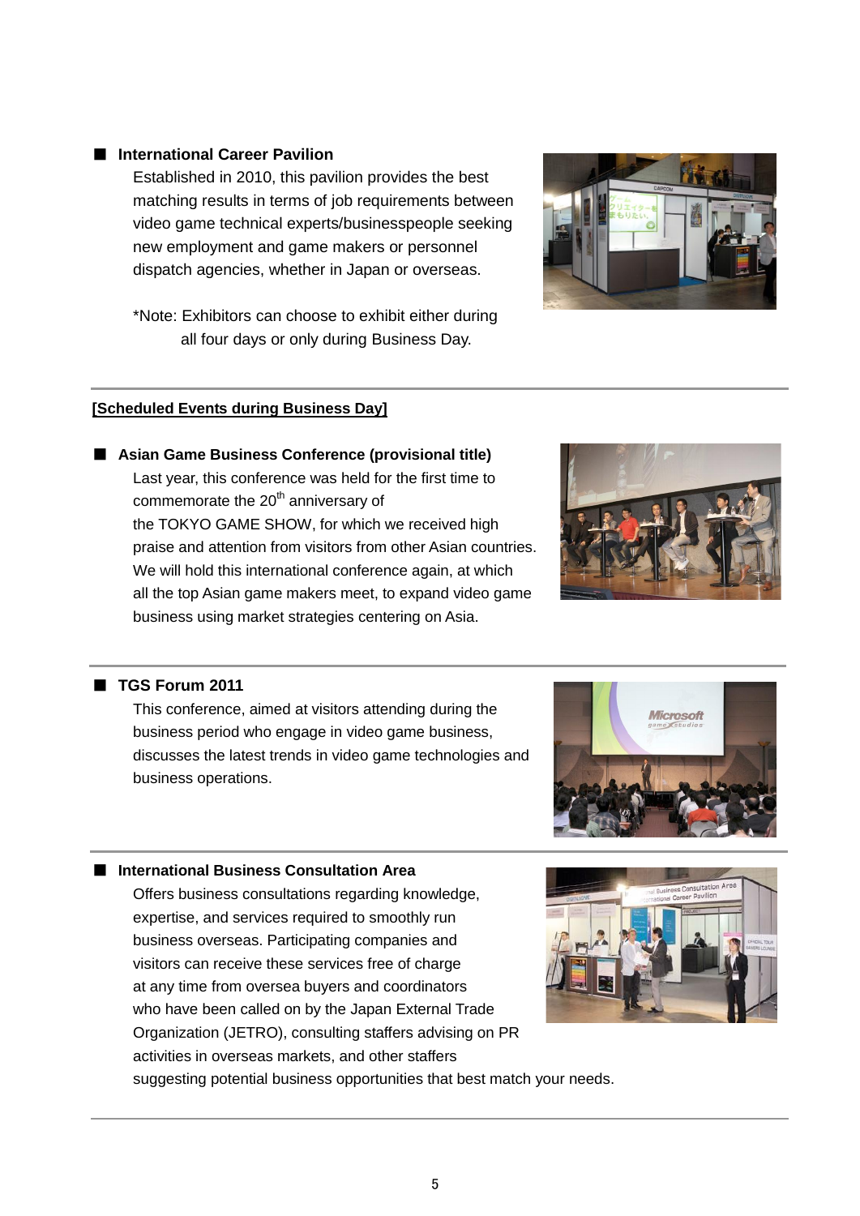■ **International Career Pavilion**

Established in 2010, this pavilion provides the best matching results in terms of job requirements between video game technical experts/businesspeople seeking new employment and game makers or personnel dispatch agencies, whether in Japan or overseas.

*Note: Exhibitors can choose to exhibit either during all four days or only during Business Day.

---

**[Scheduled Events during Business Day]**

■ **Asian Game Business Conference (provisional title)**

Last year, this conference was held for the first time to commemorate the 20th anniversary of the TOKYO GAME SHOW, for which we received high praise and attention from visitors from other Asian countries. We will hold this international conference again, at which all the top Asian game makers meet, to expand video game business using market strategies centering on Asia.

---

■ **TGS Forum 2011**

This conference, aimed at visitors attending during the business period who engage in video game business, discusses the latest trends in video game technologies and business operations.

---

■ **International Business Consultation Area**

Offers business consultations regarding knowledge, expertise, and services required to smoothly run business overseas. Participating companies and visitors can receive these services free of charge at any time from oversea buyers and coordinators who have been called on by the Japan External Trade Organization (JETRO), consulting staffers advising on PR activities in overseas markets, and other staffers suggesting potential business opportunities that best match your needs.

---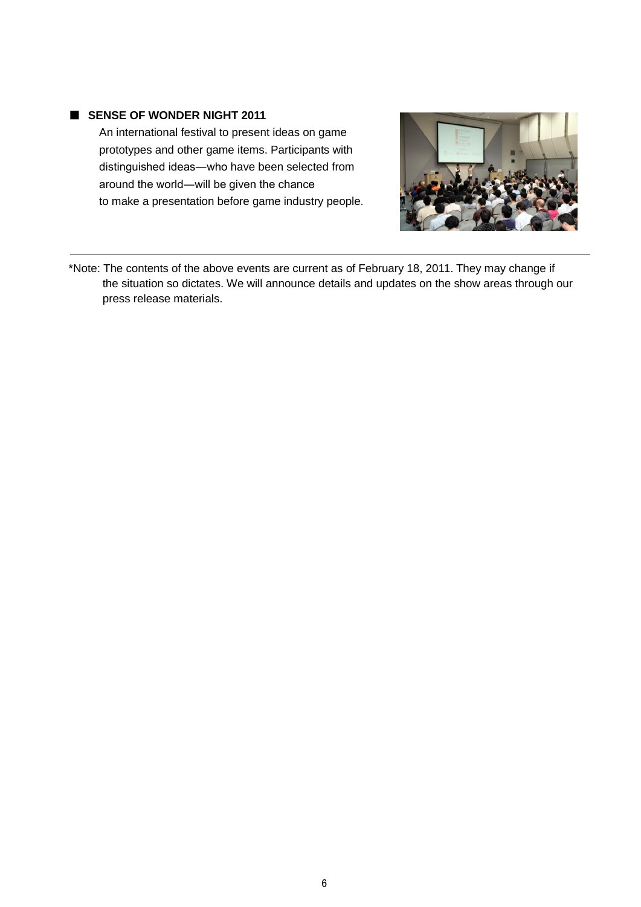■ **SENSE OF WONDER NIGHT 2011**

An international festival to present ideas on game prototypes and other game items. Participants with distinguished ideas—who have been selected from around the world—will be given the chance to make a presentation before game industry people.

---

*Note: The contents of the above events are current as of February 18, 2011. They may change if the situation so dictates. We will announce details and updates on the show areas through our press release materials.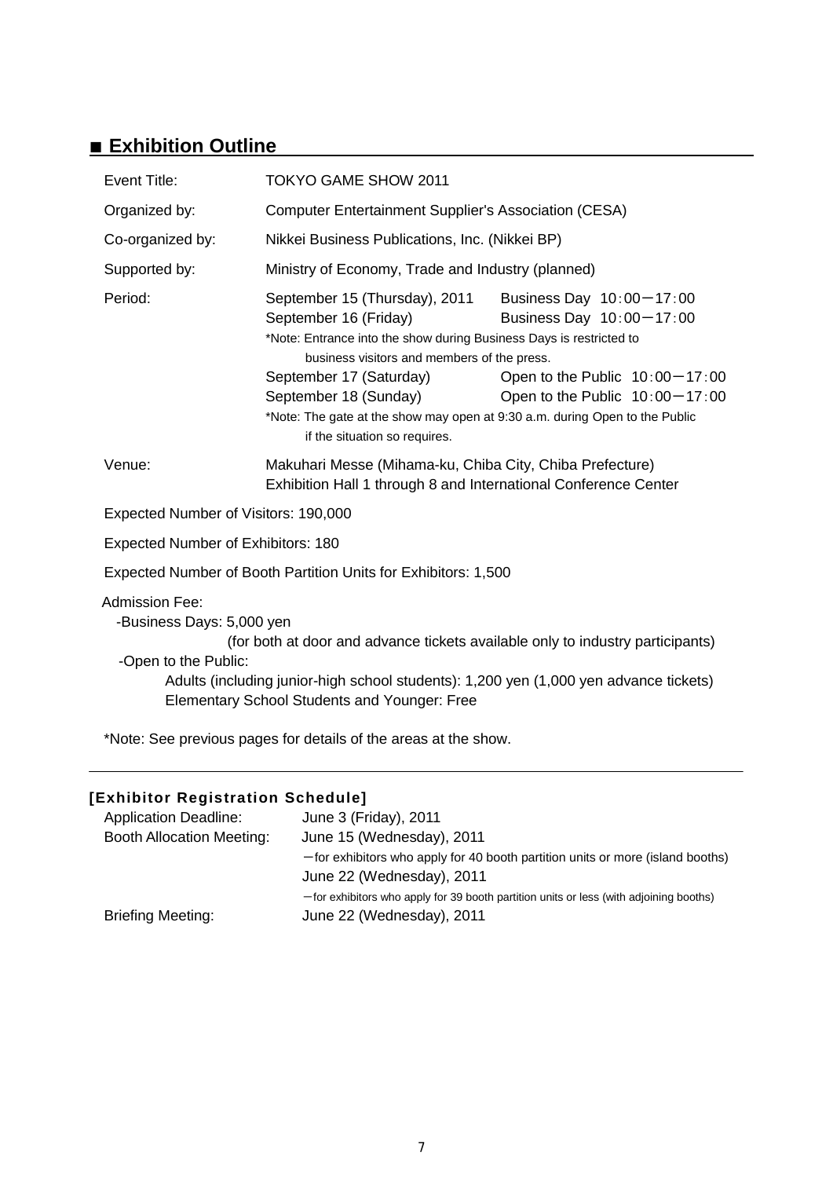## ■ Exhibition Outline

| | |
|---|---|
| Event Title: | TOKYO GAME SHOW 2011 |
| Organized by: | Computer Entertainment Supplier's Association (CESA) |
| Co-organized by: | Nikkei Business Publications, Inc. (Nikkei BP) |
| Supported by: | Ministry of Economy, Trade and Industry (planned) |
| Period: | September 15 (Thursday), 2011 Business Day 10:00－17:00<br>September 16 (Friday) Business Day 10:00－17:00<br>*Note: Entrance into the show during Business Days is restricted to business visitors and members of the press.<br>September 17 (Saturday) Open to the Public 10:00－17:00<br>September 18 (Sunday) Open to the Public 10:00－17:00<br>*Note: The gate at the show may open at 9:30 a.m. during Open to the Public if the situation so requires. |
| Venue: | Makuhari Messe (Mihama-ku, Chiba City, Chiba Prefecture)<br>Exhibition Hall 1 through 8 and International Conference Center |

Expected Number of Visitors: 190,000

Expected Number of Exhibitors: 180

Expected Number of Booth Partition Units for Exhibitors: 1,500

Admission Fee:

- Business Days: 5,000 yen
  (for both at door and advance tickets available only to industry participants)
- Open to the Public:
  Adults (including junior-high school students): 1,200 yen (1,000 yen advance tickets)
  Elementary School Students and Younger: Free

*Note: See previous pages for details of the areas at the show.

---

### [Exhibitor Registration Schedule]

| | |
|---|---|
| Application Deadline: | June 3 (Friday), 2011 |
| Booth Allocation Meeting: | June 15 (Wednesday), 2011<br>－for exhibitors who apply for 40 booth partition units or more (island booths)<br>June 22 (Wednesday), 2011<br>－for exhibitors who apply for 39 booth partition units or less (with adjoining booths) |
| Briefing Meeting: | June 22 (Wednesday), 2011 |